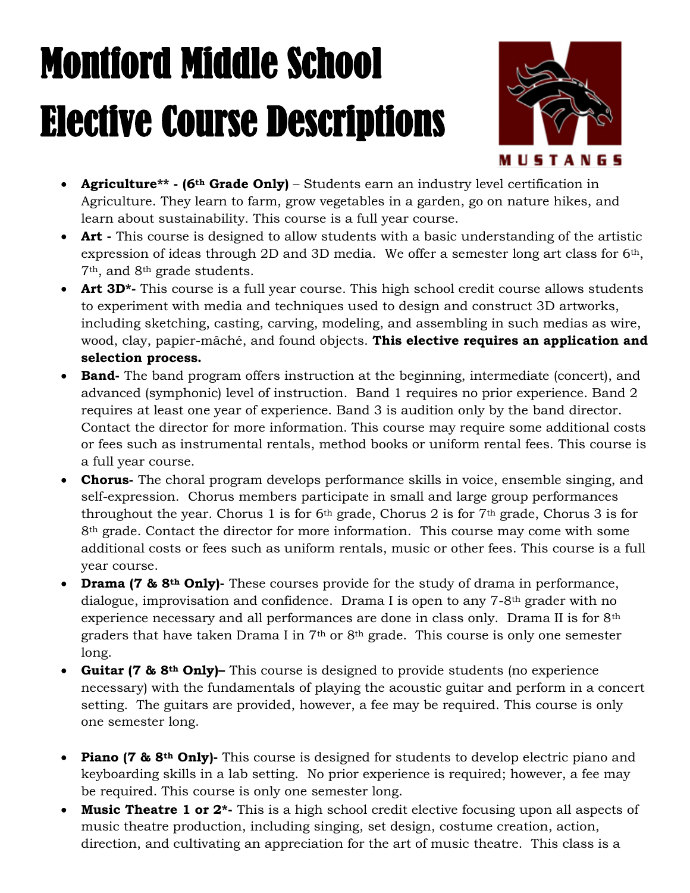# Montford Middle School Elective Course Descriptions

- **Agriculture** - (6th Grade Only)** – Students earn an industry level certification in Agriculture. They learn to farm, grow vegetables in a garden, go on nature hikes, and learn about sustainability. This course is a full year course.
- **Art -** This course is designed to allow students with a basic understanding of the artistic expression of ideas through 2D and 3D media. We offer a semester long art class for 6th, 7th, and 8th grade students.
- **Art 3D*-** This course is a full year course. This high school credit course allows students to experiment with media and techniques used to design and construct 3D artworks, including sketching, casting, carving, modeling, and assembling in such medias as wire, wood, clay, papier-mâché, and found objects. **This elective requires an application and selection process.**
- **Band-** The band program offers instruction at the beginning, intermediate (concert), and advanced (symphonic) level of instruction. Band 1 requires no prior experience. Band 2 requires at least one year of experience. Band 3 is audition only by the band director. Contact the director for more information. This course may require some additional costs or fees such as instrumental rentals, method books or uniform rental fees. This course is a full year course.
- **Chorus-** The choral program develops performance skills in voice, ensemble singing, and self-expression. Chorus members participate in small and large group performances throughout the year. Chorus 1 is for 6th grade, Chorus 2 is for 7th grade, Chorus 3 is for 8th grade. Contact the director for more information. This course may come with some additional costs or fees such as uniform rentals, music or other fees. This course is a full year course.
- **Drama (7 & 8th Only)-** These courses provide for the study of drama in performance, dialogue, improvisation and confidence. Drama I is open to any 7-8th grader with no experience necessary and all performances are done in class only. Drama II is for 8th graders that have taken Drama I in 7th or 8th grade. This course is only one semester long.
- **Guitar (7 & 8th Only)–** This course is designed to provide students (no experience necessary) with the fundamentals of playing the acoustic guitar and perform in a concert setting. The guitars are provided, however, a fee may be required. This course is only one semester long.
- **Piano (7 & 8th Only)-** This course is designed for students to develop electric piano and keyboarding skills in a lab setting. No prior experience is required; however, a fee may be required. This course is only one semester long.
- **Music Theatre 1 or 2*-** This is a high school credit elective focusing upon all aspects of music theatre production, including singing, set design, costume creation, action, direction, and cultivating an appreciation for the art of music theatre. This class is a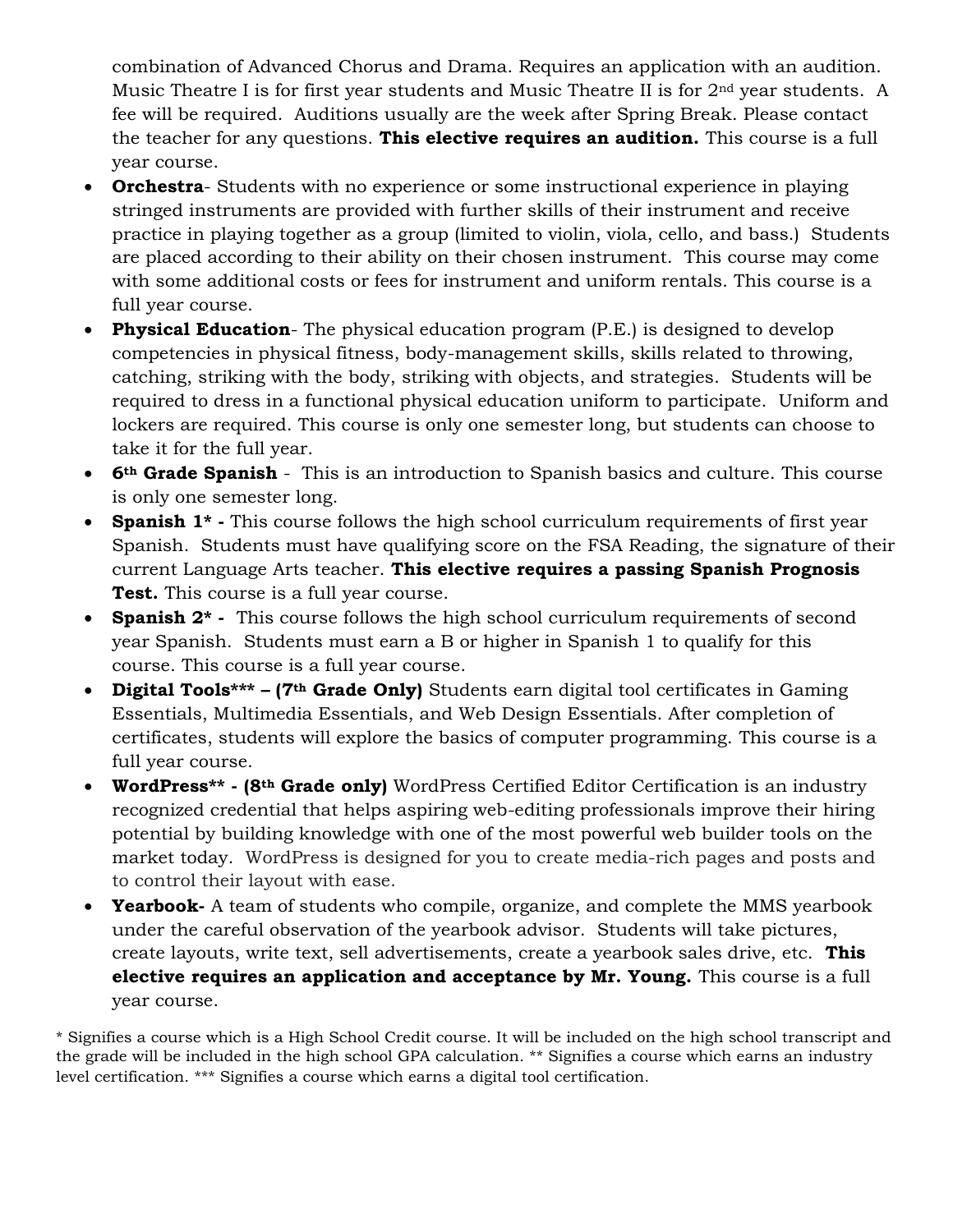combination of Advanced Chorus and Drama. Requires an application with an audition. Music Theatre I is for first year students and Music Theatre II is for 2nd year students. A fee will be required. Auditions usually are the week after Spring Break. Please contact the teacher for any questions. **This elective requires an audition.** This course is a full year course.

- **Orchestra**- Students with no experience or some instructional experience in playing stringed instruments are provided with further skills of their instrument and receive practice in playing together as a group (limited to violin, viola, cello, and bass.) Students are placed according to their ability on their chosen instrument. This course may come with some additional costs or fees for instrument and uniform rentals. This course is a full year course.
- **Physical Education**- The physical education program (P.E.) is designed to develop competencies in physical fitness, body-management skills, skills related to throwing, catching, striking with the body, striking with objects, and strategies. Students will be required to dress in a functional physical education uniform to participate. Uniform and lockers are required. This course is only one semester long, but students can choose to take it for the full year.
- **6th Grade Spanish** - This is an introduction to Spanish basics and culture. This course is only one semester long.
- **Spanish 1* -** This course follows the high school curriculum requirements of first year Spanish. Students must have qualifying score on the FSA Reading, the signature of their current Language Arts teacher. **This elective requires a passing Spanish Prognosis Test.** This course is a full year course.
- **Spanish 2* -** This course follows the high school curriculum requirements of second year Spanish. Students must earn a B or higher in Spanish 1 to qualify for this course. This course is a full year course.
- **Digital Tools*** – (7th Grade Only)** Students earn digital tool certificates in Gaming Essentials, Multimedia Essentials, and Web Design Essentials. After completion of certificates, students will explore the basics of computer programming. This course is a full year course.
- **WordPress** - (8th Grade only)** WordPress Certified Editor Certification is an industry recognized credential that helps aspiring web-editing professionals improve their hiring potential by building knowledge with one of the most powerful web builder tools on the market today. WordPress is designed for you to create media-rich pages and posts and to control their layout with ease.
- **Yearbook-** A team of students who compile, organize, and complete the MMS yearbook under the careful observation of the yearbook advisor. Students will take pictures, create layouts, write text, sell advertisements, create a yearbook sales drive, etc. **This elective requires an application and acceptance by Mr. Young.** This course is a full year course.

* Signifies a course which is a High School Credit course. It will be included on the high school transcript and the grade will be included in the high school GPA calculation. ** Signifies a course which earns an industry level certification. *** Signifies a course which earns a digital tool certification.